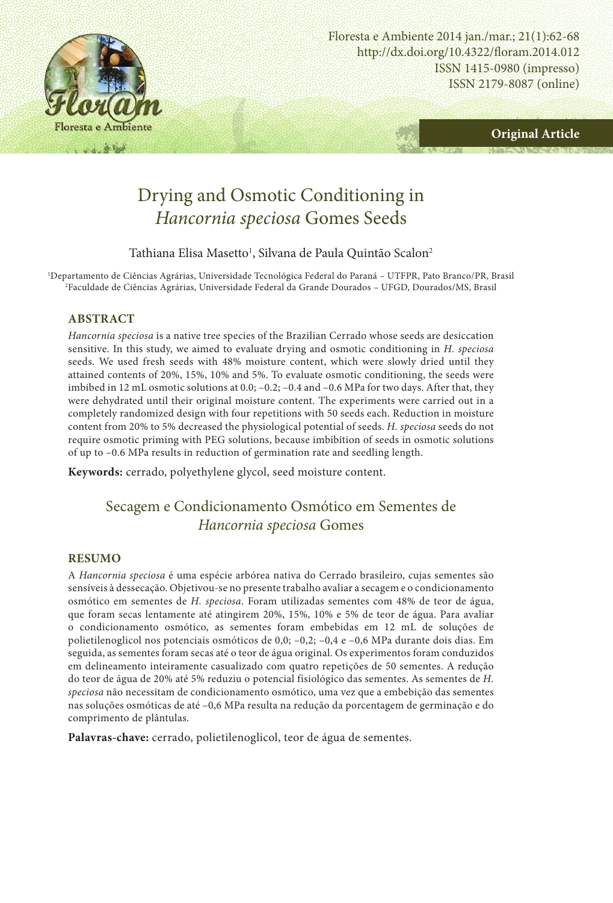Original Article

# Drying and Osmotic Conditioning in *Hancornia speciosa* Gomes Seeds

Tathiana Elisa Masetto[1], Silvana de Paula Quintão Scalon[2]

[1]Departamento de Ciências Agrárias, Universidade Tecnológica Federal do Paraná – UTFPR, Pato Branco/PR, Brasil
[2]Faculdade de Ciências Agrárias, Universidade Federal da Grande Dourados – UFGD, Dourados/MS, Brasil

## ABSTRACT

*Hancornia speciosa* is a native tree species of the Brazilian Cerrado whose seeds are desiccation sensitive. In this study, we aimed to evaluate drying and osmotic conditioning in *H. speciosa* seeds. We used fresh seeds with 48% moisture content, which were slowly dried until they attained contents of 20%, 15%, 10% and 5%. To evaluate osmotic conditioning, the seeds were imbibed in 12 mL osmotic solutions at 0.0; −0.2; −0.4 and −0.6 MPa for two days. After that, they were dehydrated until their original moisture content. The experiments were carried out in a completely randomized design with four repetitions with 50 seeds each. Reduction in moisture content from 20% to 5% decreased the physiological potential of seeds. *H. speciosa* seeds do not require osmotic priming with PEG solutions, because imbibition of seeds in osmotic solutions of up to −0.6 MPa results in reduction of germination rate and seedling length.

**Keywords:** cerrado, polyethylene glycol, seed moisture content.

# Secagem e Condicionamento Osmótico em Sementes de *Hancornia speciosa* Gomes

## RESUMO

A *Hancornia speciosa* é uma espécie arbórea nativa do Cerrado brasileiro, cujas sementes são sensíveis à dessecação. Objetivou-se no presente trabalho avaliar a secagem e o condicionamento osmótico em sementes de *H. speciosa*. Foram utilizadas sementes com 48% de teor de água, que foram secas lentamente até atingirem 20%, 15%, 10% e 5% de teor de água. Para avaliar o condicionamento osmótico, as sementes foram embebidas em 12 mL de soluções de polietilenoglicol nos potenciais osmóticos de 0,0; −0,2; −0,4 e −0,6 MPa durante dois dias. Em seguida, as sementes foram secas até o teor de água original. Os experimentos foram conduzidos em delineamento inteiramente casualizado com quatro repetições de 50 sementes. A redução do teor de água de 20% até 5% reduziu o potencial fisiológico das sementes. As sementes de *H. speciosa* não necessitam de condicionamento osmótico, uma vez que a embebição das sementes nas soluções osmóticas de até −0,6 MPa resulta na redução da porcentagem de germinação e do comprimento de plântulas.

**Palavras-chave:** cerrado, polietilenoglicol, teor de água de sementes.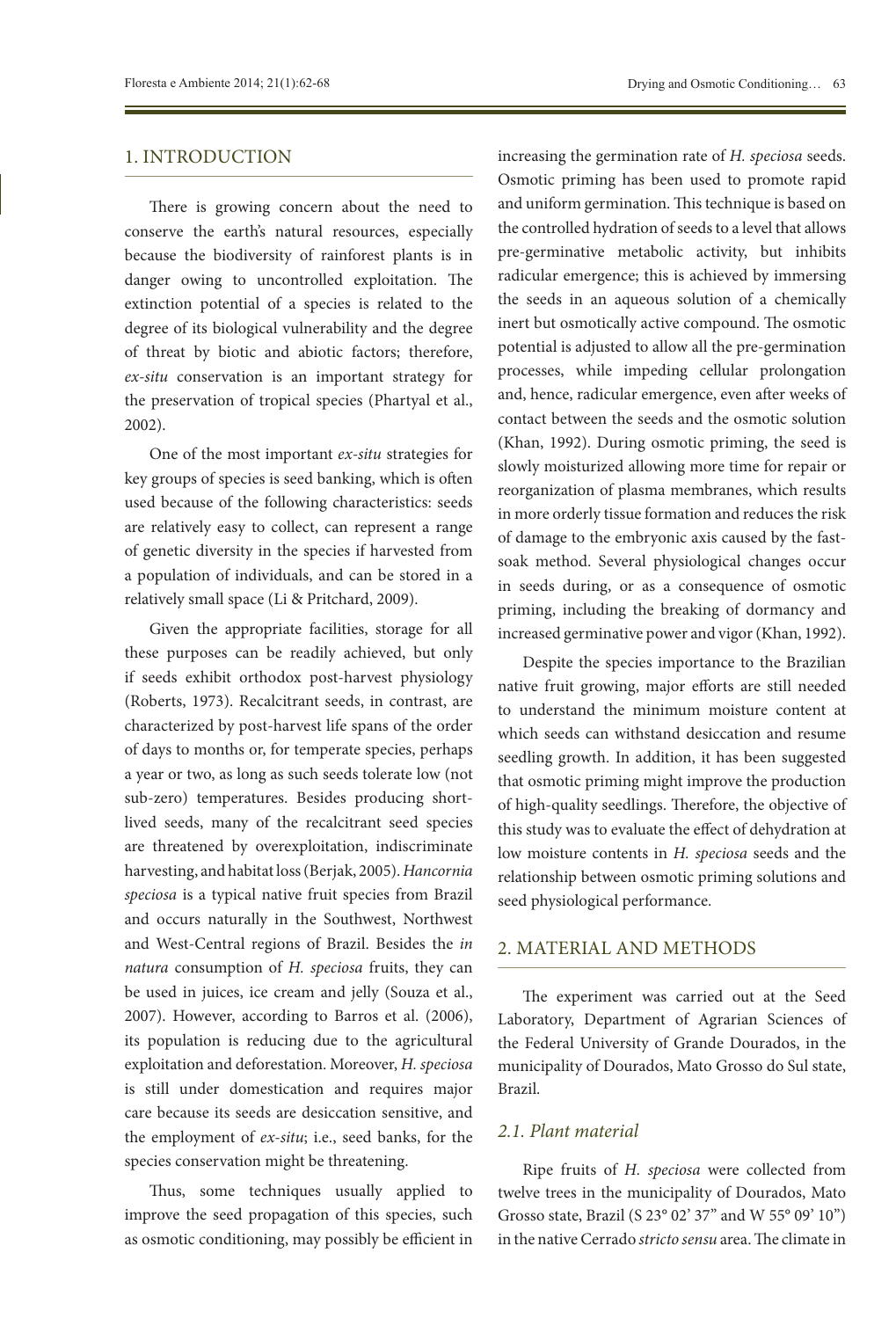## 1. INTRODUCTION

There is growing concern about the need to conserve the earth's natural resources, especially because the biodiversity of rainforest plants is in danger owing to uncontrolled exploitation. The extinction potential of a species is related to the degree of its biological vulnerability and the degree of threat by biotic and abiotic factors; therefore, *ex-situ* conservation is an important strategy for the preservation of tropical species (Phartyal et al., 2002).

One of the most important *ex-situ* strategies for key groups of species is seed banking, which is often used because of the following characteristics: seeds are relatively easy to collect, can represent a range of genetic diversity in the species if harvested from a population of individuals, and can be stored in a relatively small space (Li & Pritchard, 2009).

Given the appropriate facilities, storage for all these purposes can be readily achieved, but only if seeds exhibit orthodox post-harvest physiology (Roberts, 1973). Recalcitrant seeds, in contrast, are characterized by post-harvest life spans of the order of days to months or, for temperate species, perhaps a year or two, as long as such seeds tolerate low (not sub-zero) temperatures. Besides producing short-lived seeds, many of the recalcitrant seed species are threatened by overexploitation, indiscriminate harvesting, and habitat loss (Berjak, 2005). *Hancornia speciosa* is a typical native fruit species from Brazil and occurs naturally in the Southwest, Northwest and West-Central regions of Brazil. Besides the *in natura* consumption of *H. speciosa* fruits, they can be used in juices, ice cream and jelly (Souza et al., 2007). However, according to Barros et al. (2006), its population is reducing due to the agricultural exploitation and deforestation. Moreover, *H. speciosa* is still under domestication and requires major care because its seeds are desiccation sensitive, and the employment of *ex-situ*; i.e., seed banks, for the species conservation might be threatening.

Thus, some techniques usually applied to improve the seed propagation of this species, such as osmotic conditioning, may possibly be efficient in increasing the germination rate of *H. speciosa* seeds. Osmotic priming has been used to promote rapid and uniform germination. This technique is based on the controlled hydration of seeds to a level that allows pre-germinative metabolic activity, but inhibits radicular emergence; this is achieved by immersing the seeds in an aqueous solution of a chemically inert but osmotically active compound. The osmotic potential is adjusted to allow all the pre-germination processes, while impeding cellular prolongation and, hence, radicular emergence, even after weeks of contact between the seeds and the osmotic solution (Khan, 1992). During osmotic priming, the seed is slowly moisturized allowing more time for repair or reorganization of plasma membranes, which results in more orderly tissue formation and reduces the risk of damage to the embryonic axis caused by the fast-soak method. Several physiological changes occur in seeds during, or as a consequence of osmotic priming, including the breaking of dormancy and increased germinative power and vigor (Khan, 1992).

Despite the species importance to the Brazilian native fruit growing, major efforts are still needed to understand the minimum moisture content at which seeds can withstand desiccation and resume seedling growth. In addition, it has been suggested that osmotic priming might improve the production of high-quality seedlings. Therefore, the objective of this study was to evaluate the effect of dehydration at low moisture contents in *H. speciosa* seeds and the relationship between osmotic priming solutions and seed physiological performance.

## 2. MATERIAL AND METHODS

The experiment was carried out at the Seed Laboratory, Department of Agrarian Sciences of the Federal University of Grande Dourados, in the municipality of Dourados, Mato Grosso do Sul state, Brazil.

### 2.1. Plant material

Ripe fruits of *H. speciosa* were collected from twelve trees in the municipality of Dourados, Mato Grosso state, Brazil (S 23° 02' 37" and W 55° 09' 10") in the native Cerrado *stricto sensu* area. The climate in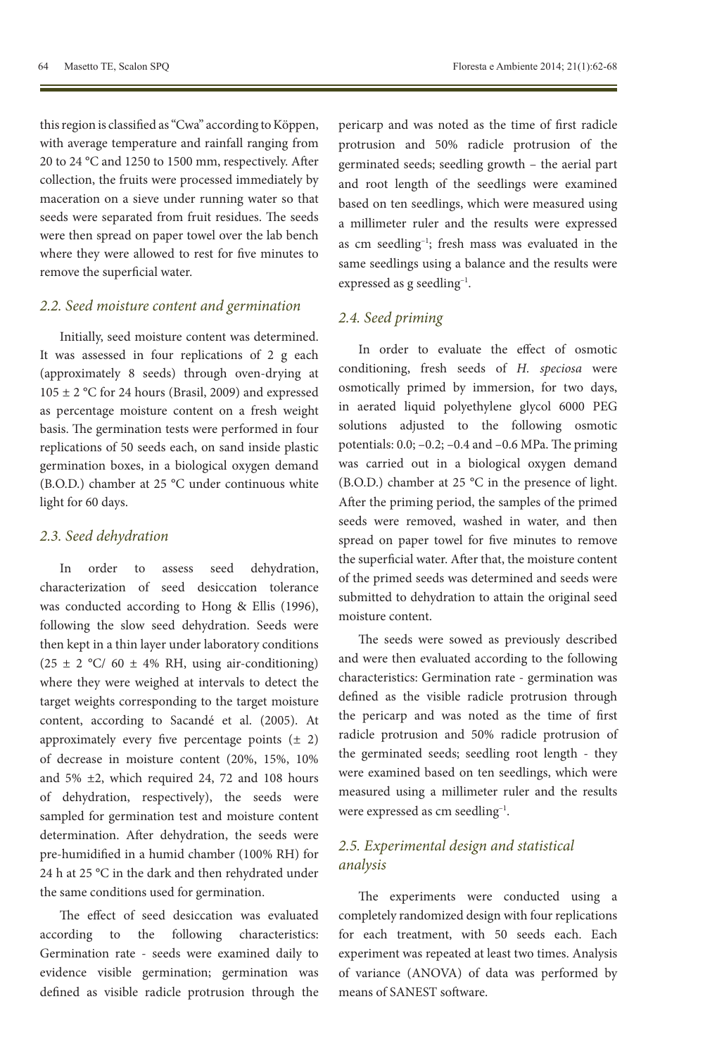this region is classified as "Cwa" according to Köppen, with average temperature and rainfall ranging from 20 to 24 °C and 1250 to 1500 mm, respectively. After collection, the fruits were processed immediately by maceration on a sieve under running water so that seeds were separated from fruit residues. The seeds were then spread on paper towel over the lab bench where they were allowed to rest for five minutes to remove the superficial water.

### 2.2. Seed moisture content and germination

Initially, seed moisture content was determined. It was assessed in four replications of 2 g each (approximately 8 seeds) through oven-drying at 105 ± 2 °C for 24 hours (Brasil, 2009) and expressed as percentage moisture content on a fresh weight basis. The germination tests were performed in four replications of 50 seeds each, on sand inside plastic germination boxes, in a biological oxygen demand (B.O.D.) chamber at 25 °C under continuous white light for 60 days.

### 2.3. Seed dehydration

In order to assess seed dehydration, characterization of seed desiccation tolerance was conducted according to Hong & Ellis (1996), following the slow seed dehydration. Seeds were then kept in a thin layer under laboratory conditions (25 ± 2 °C/ 60 ± 4% RH, using air-conditioning) where they were weighed at intervals to detect the target weights corresponding to the target moisture content, according to Sacandé et al. (2005). At approximately every five percentage points (± 2) of decrease in moisture content (20%, 15%, 10% and 5% ±2, which required 24, 72 and 108 hours of dehydration, respectively), the seeds were sampled for germination test and moisture content determination. After dehydration, the seeds were pre-humidified in a humid chamber (100% RH) for 24 h at 25 °C in the dark and then rehydrated under the same conditions used for germination.

The effect of seed desiccation was evaluated according to the following characteristics: Germination rate - seeds were examined daily to evidence visible germination; germination was defined as visible radicle protrusion through the pericarp and was noted as the time of first radicle protrusion and 50% radicle protrusion of the germinated seeds; seedling growth – the aerial part and root length of the seedlings were examined based on ten seedlings, which were measured using a millimeter ruler and the results were expressed as cm seedling$^{-1}$; fresh mass was evaluated in the same seedlings using a balance and the results were expressed as g seedling$^{-1}$.

### 2.4. Seed priming

In order to evaluate the effect of osmotic conditioning, fresh seeds of *H. speciosa* were osmotically primed by immersion, for two days, in aerated liquid polyethylene glycol 6000 PEG solutions adjusted to the following osmotic potentials: 0.0; –0.2; –0.4 and –0.6 MPa. The priming was carried out in a biological oxygen demand (B.O.D.) chamber at 25 °C in the presence of light. After the priming period, the samples of the primed seeds were removed, washed in water, and then spread on paper towel for five minutes to remove the superficial water. After that, the moisture content of the primed seeds was determined and seeds were submitted to dehydration to attain the original seed moisture content.

The seeds were sowed as previously described and were then evaluated according to the following characteristics: Germination rate - germination was defined as the visible radicle protrusion through the pericarp and was noted as the time of first radicle protrusion and 50% radicle protrusion of the germinated seeds; seedling root length - they were examined based on ten seedlings, which were measured using a millimeter ruler and the results were expressed as cm seedling$^{-1}$.

### 2.5. Experimental design and statistical analysis

The experiments were conducted using a completely randomized design with four replications for each treatment, with 50 seeds each. Each experiment was repeated at least two times. Analysis of variance (ANOVA) of data was performed by means of SANEST software.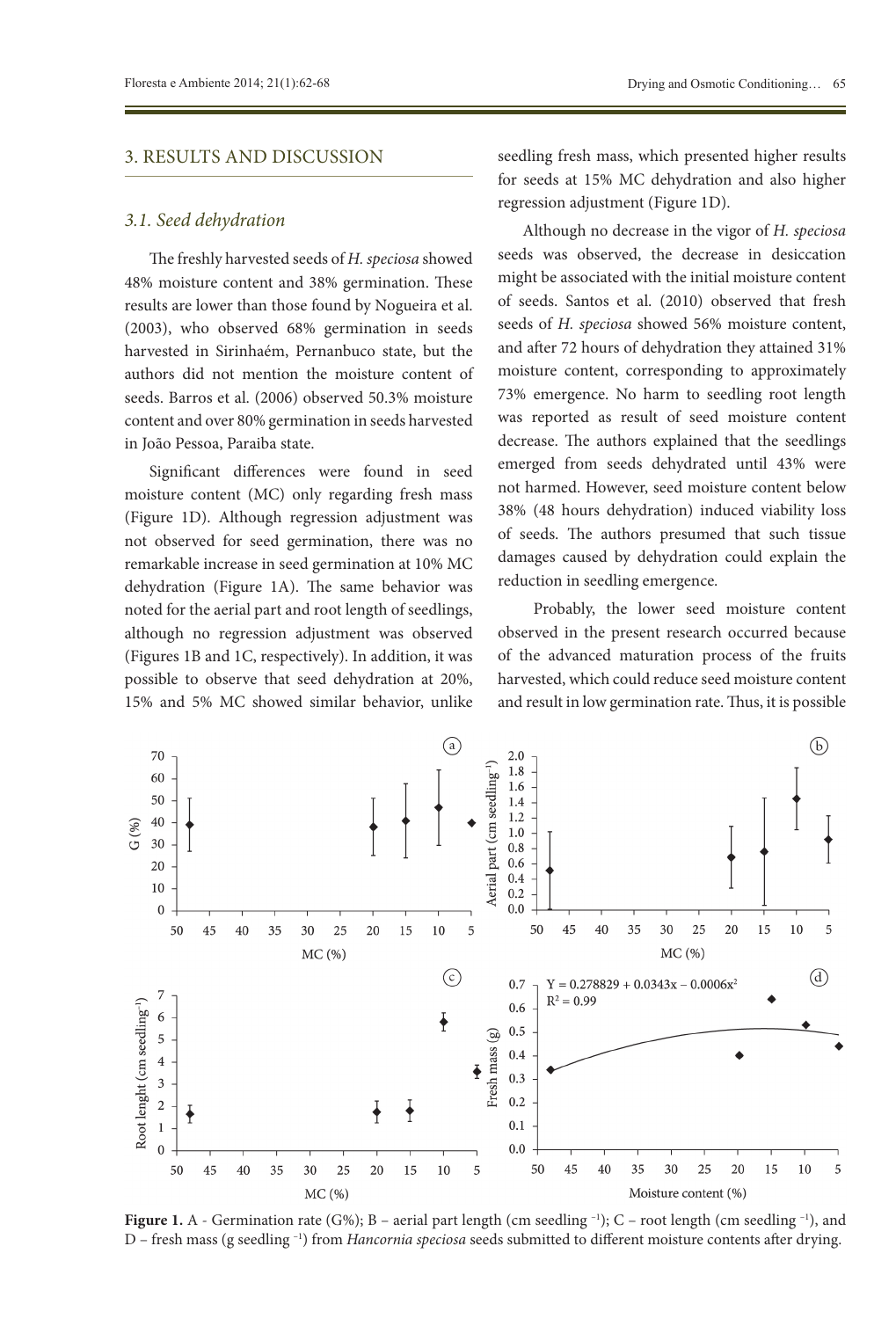## 3. RESULTS AND DISCUSSION

### *3.1. Seed dehydration*

The freshly harvested seeds of *H. speciosa* showed 48% moisture content and 38% germination. These results are lower than those found by Nogueira et al. (2003), who observed 68% germination in seeds harvested in Sirinhaém, Pernanbuco state, but the authors did not mention the moisture content of seeds. Barros et al. (2006) observed 50.3% moisture content and over 80% germination in seeds harvested in João Pessoa, Paraiba state.

Significant differences were found in seed moisture content (MC) only regarding fresh mass (Figure 1D). Although regression adjustment was not observed for seed germination, there was no remarkable increase in seed germination at 10% MC dehydration (Figure 1A). The same behavior was noted for the aerial part and root length of seedlings, although no regression adjustment was observed (Figures 1B and 1C, respectively). In addition, it was possible to observe that seed dehydration at 20%, 15% and 5% MC showed similar behavior, unlike seedling fresh mass, which presented higher results for seeds at 15% MC dehydration and also higher regression adjustment (Figure 1D).

Although no decrease in the vigor of *H. speciosa* seeds was observed, the decrease in desiccation might be associated with the initial moisture content of seeds. Santos et al. (2010) observed that fresh seeds of *H. speciosa* showed 56% moisture content, and after 72 hours of dehydration they attained 31% moisture content, corresponding to approximately 73% emergence. No harm to seedling root length was reported as result of seed moisture content decrease. The authors explained that the seedlings emerged from seeds dehydrated until 43% were not harmed. However, seed moisture content below 38% (48 hours dehydration) induced viability loss of seeds. The authors presumed that such tissue damages caused by dehydration could explain the reduction in seedling emergence.

Probably, the lower seed moisture content observed in the present research occurred because of the advanced maturation process of the fruits harvested, which could reduce seed moisture content and result in low germination rate. Thus, it is possible

**Figure 1.** A - Germination rate (G%); B – aerial part length (cm seedling $^{-1}$); C – root length (cm seedling $^{-1}$), and D – fresh mass (g seedling $^{-1}$) from *Hancornia speciosa* seeds submitted to different moisture contents after drying.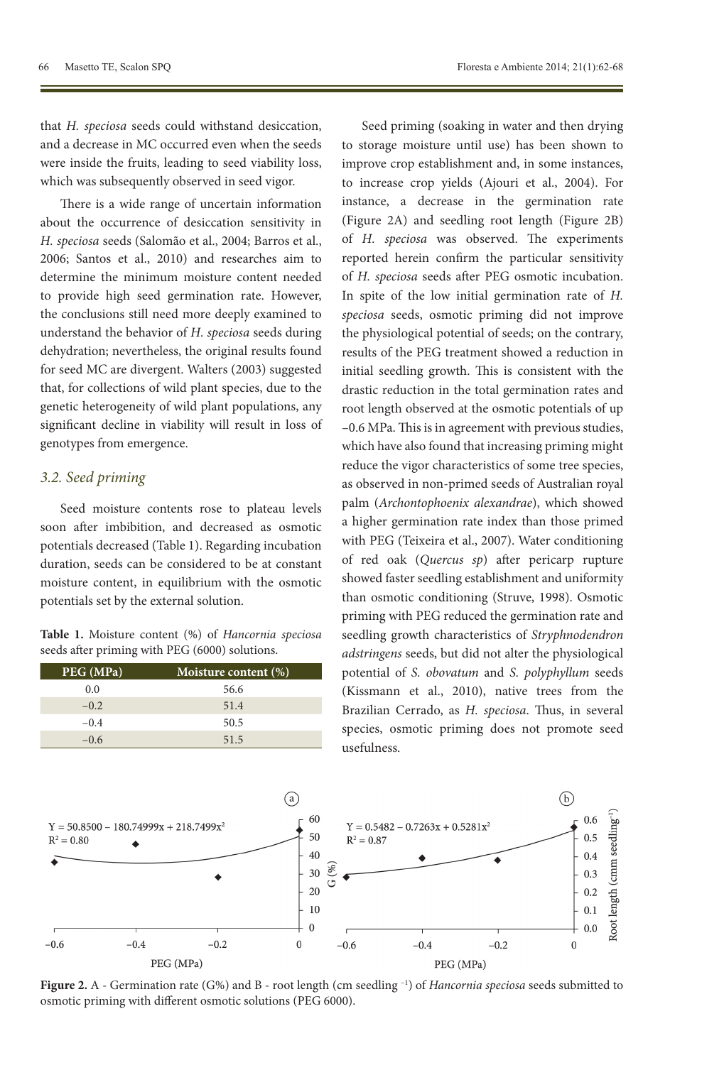that *H. speciosa* seeds could withstand desiccation, and a decrease in MC occurred even when the seeds were inside the fruits, leading to seed viability loss, which was subsequently observed in seed vigor.

There is a wide range of uncertain information about the occurrence of desiccation sensitivity in *H. speciosa* seeds (Salomão et al., 2004; Barros et al., 2006; Santos et al., 2010) and researches aim to determine the minimum moisture content needed to provide high seed germination rate. However, the conclusions still need more deeply examined to understand the behavior of *H. speciosa* seeds during dehydration; nevertheless, the original results found for seed MC are divergent. Walters (2003) suggested that, for collections of wild plant species, due to the genetic heterogeneity of wild plant populations, any significant decline in viability will result in loss of genotypes from emergence.

### 3.2. Seed priming

Seed moisture contents rose to plateau levels soon after imbibition, and decreased as osmotic potentials decreased (Table 1). Regarding incubation duration, seeds can be considered to be at constant moisture content, in equilibrium with the osmotic potentials set by the external solution.

**Table 1.** Moisture content (%) of *Hancornia speciosa* seeds after priming with PEG (6000) solutions.

| PEG (MPa) | Moisture content (%) |
|---|---|
| 0.0 | 56.6 |
| −0.2 | 51.4 |
| −0.4 | 50.5 |
| −0.6 | 51.5 |

Seed priming (soaking in water and then drying to storage moisture until use) has been shown to improve crop establishment and, in some instances, to increase crop yields (Ajouri et al., 2004). For instance, a decrease in the germination rate (Figure 2A) and seedling root length (Figure 2B) of *H. speciosa* was observed. The experiments reported herein confirm the particular sensitivity of *H. speciosa* seeds after PEG osmotic incubation. In spite of the low initial germination rate of *H. speciosa* seeds, osmotic priming did not improve the physiological potential of seeds; on the contrary, results of the PEG treatment showed a reduction in initial seedling growth. This is consistent with the drastic reduction in the total germination rates and root length observed at the osmotic potentials of up −0.6 MPa. This is in agreement with previous studies, which have also found that increasing priming might reduce the vigor characteristics of some tree species, as observed in non-primed seeds of Australian royal palm (*Archontophoenix alexandrae*), which showed a higher germination rate index than those primed with PEG (Teixeira et al., 2007). Water conditioning of red oak (*Quercus sp*) after pericarp rupture showed faster seedling establishment and uniformity than osmotic conditioning (Struve, 1998). Osmotic priming with PEG reduced the germination rate and seedling growth characteristics of *Stryphnodendron adstringens* seeds, but did not alter the physiological potential of *S. obovatum* and *S. polyphyllum* seeds (Kissmann et al., 2010), native trees from the Brazilian Cerrado, as *H. speciosa*. Thus, in several species, osmotic priming does not promote seed usefulness.

(a) $Y = 50.8500 - 180.74999x + 218.7499x^2$, $R^2 = 0.80$; y-axis: G (%); x-axis: PEG (MPa)

(b) $Y = 0.5482 - 0.7263x + 0.5281x^2$, $R^2 = 0.87$; y-axis: Root length (cmm seedling$^{-1}$); x-axis: PEG (MPa)

**Figure 2.** A - Germination rate (G%) and B - root length (cm seedling $^{-1}$) of *Hancornia speciosa* seeds submitted to osmotic priming with different osmotic solutions (PEG 6000).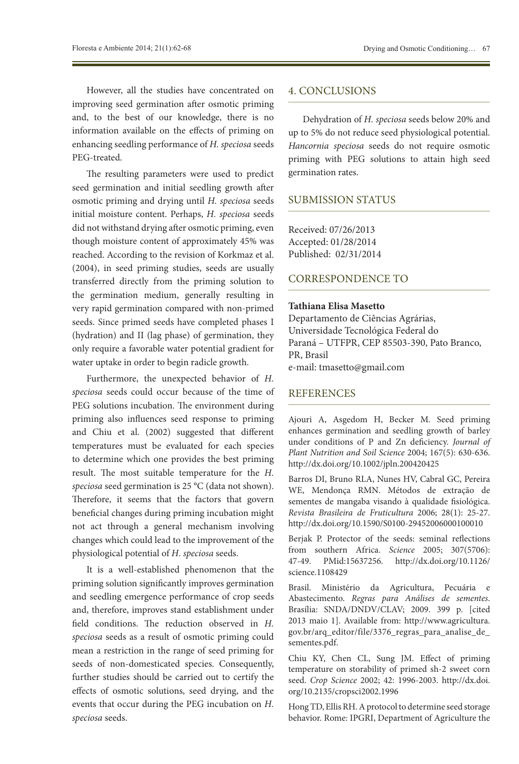However, all the studies have concentrated on improving seed germination after osmotic priming and, to the best of our knowledge, there is no information available on the effects of priming on enhancing seedling performance of *H. speciosa* seeds PEG-treated.

The resulting parameters were used to predict seed germination and initial seedling growth after osmotic priming and drying until *H. speciosa* seeds initial moisture content. Perhaps, *H. speciosa* seeds did not withstand drying after osmotic priming, even though moisture content of approximately 45% was reached. According to the revision of Korkmaz et al. (2004), in seed priming studies, seeds are usually transferred directly from the priming solution to the germination medium, generally resulting in very rapid germination compared with non-primed seeds. Since primed seeds have completed phases I (hydration) and II (lag phase) of germination, they only require a favorable water potential gradient for water uptake in order to begin radicle growth.

Furthermore, the unexpected behavior of *H. speciosa* seeds could occur because of the time of PEG solutions incubation. The environment during priming also influences seed response to priming and Chiu et al. (2002) suggested that different temperatures must be evaluated for each species to determine which one provides the best priming result. The most suitable temperature for the *H. speciosa* seed germination is 25 °C (data not shown). Therefore, it seems that the factors that govern beneficial changes during priming incubation might not act through a general mechanism involving changes which could lead to the improvement of the physiological potential of *H. speciosa* seeds.

It is a well-established phenomenon that the priming solution significantly improves germination and seedling emergence performance of crop seeds and, therefore, improves stand establishment under field conditions. The reduction observed in *H. speciosa* seeds as a result of osmotic priming could mean a restriction in the range of seed priming for seeds of non-domesticated species. Consequently, further studies should be carried out to certify the effects of osmotic solutions, seed drying, and the events that occur during the PEG incubation on *H. speciosa* seeds.

## 4. CONCLUSIONS

Dehydration of *H. speciosa* seeds below 20% and up to 5% do not reduce seed physiological potential. *Hancornia speciosa* seeds do not require osmotic priming with PEG solutions to attain high seed germination rates.

## SUBMISSION STATUS

Received: 07/26/2013
Accepted: 01/28/2014
Published: 02/31/2014

## CORRESPONDENCE TO

**Tathiana Elisa Masetto**
Departamento de Ciências Agrárias, Universidade Tecnológica Federal do Paraná – UTFPR, CEP 85503-390, Pato Branco, PR, Brasil
e-mail: tmasetto@gmail.com

## REFERENCES

Ajouri A, Asgedom H, Becker M. Seed priming enhances germination and seedling growth of barley under conditions of P and Zn deficiency. *Journal of Plant Nutrition and Soil Science* 2004; 167(5): 630-636. http://dx.doi.org/10.1002/jpln.200420425

Barros DI, Bruno RLA, Nunes HV, Cabral GC, Pereira WE, Mendonça RMN. Métodos de extração de sementes de mangaba visando à qualidade fisiológica. *Revista Brasileira de Fruticultura* 2006; 28(1): 25-27. http://dx.doi.org/10.1590/S0100-29452006000100010

Berjak P. Protector of the seeds: seminal reflections from southern Africa. *Science* 2005; 307(5706): 47-49. PMid:15637256. http://dx.doi.org/10.1126/science.1108429

Brasil. Ministério da Agricultura, Pecuária e Abastecimento. *Regras para Análises de sementes*. Brasília: SNDA/DNDV/CLAV; 2009. 399 p. [cited 2013 maio 1]. Available from: http://www.agricultura.gov.br/arq_editor/file/3376_regras_para_analise_de_sementes.pdf.

Chiu KY, Chen CL, Sung JM. Effect of priming temperature on storability of primed sh-2 sweet corn seed. *Crop Science* 2002; 42: 1996-2003. http://dx.doi.org/10.2135/cropsci2002.1996

Hong TD, Ellis RH. A protocol to determine seed storage behavior. Rome: IPGRI, Department of Agriculture the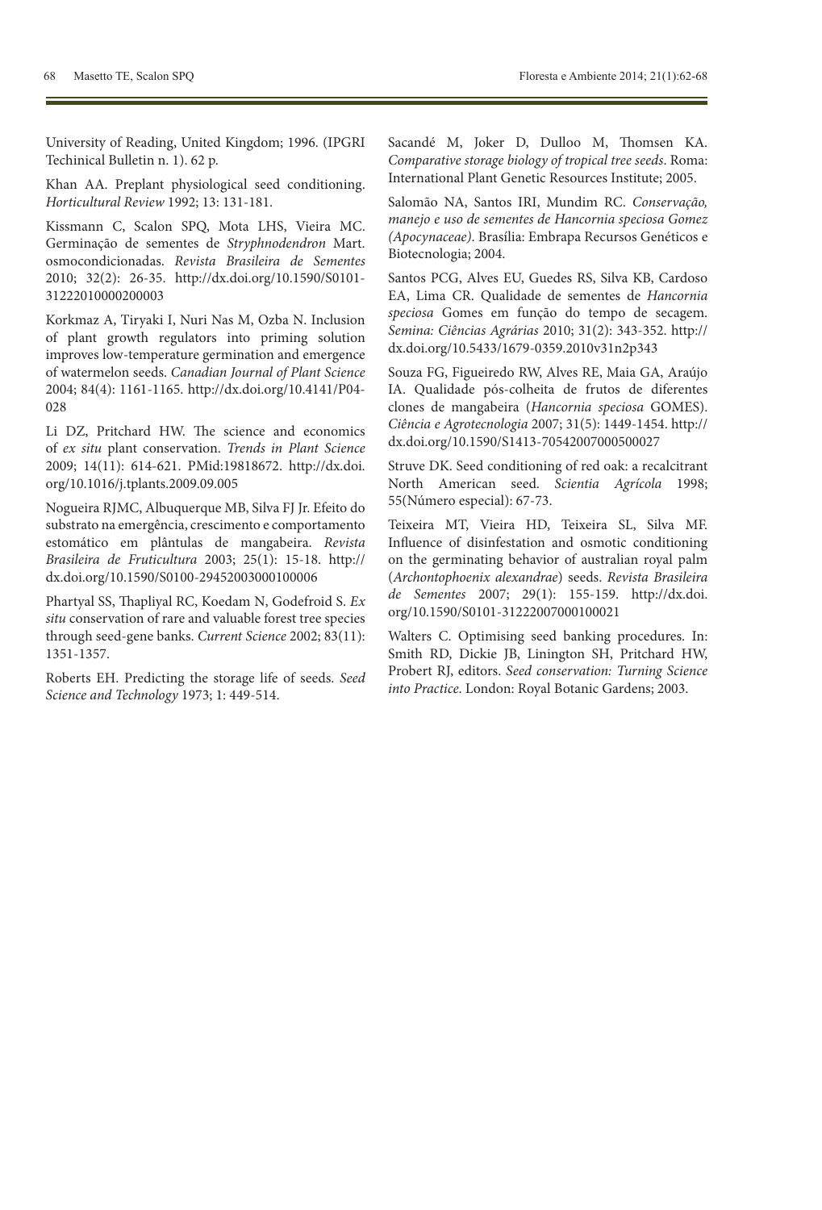University of Reading, United Kingdom; 1996. (IPGRI Techinical Bulletin n. 1). 62 p.

Khan AA. Preplant physiological seed conditioning. *Horticultural Review* 1992; 13: 131-181.

Kissmann C, Scalon SPQ, Mota LHS, Vieira MC. Germinação de sementes de *Stryphnodendron* Mart. osmocondicionadas. *Revista Brasileira de Sementes* 2010; 32(2): 26-35. http://dx.doi.org/10.1590/S0101-31222010000200003

Korkmaz A, Tiryaki I, Nuri Nas M, Ozba N. Inclusion of plant growth regulators into priming solution improves low-temperature germination and emergence of watermelon seeds. *Canadian Journal of Plant Science* 2004; 84(4): 1161-1165. http://dx.doi.org/10.4141/P04-028

Li DZ, Pritchard HW. The science and economics of *ex situ* plant conservation. *Trends in Plant Science* 2009; 14(11): 614-621. PMid:19818672. http://dx.doi.org/10.1016/j.tplants.2009.09.005

Nogueira RJMC, Albuquerque MB, Silva FJ Jr. Efeito do substrato na emergência, crescimento e comportamento estomático em plântulas de mangabeira. *Revista Brasileira de Fruticultura* 2003; 25(1): 15-18. http://dx.doi.org/10.1590/S0100-29452003000100006

Phartyal SS, Thapliyal RC, Koedam N, Godefroid S. *Ex situ* conservation of rare and valuable forest tree species through seed-gene banks. *Current Science* 2002; 83(11): 1351-1357.

Roberts EH. Predicting the storage life of seeds. *Seed Science and Technology* 1973; 1: 449-514.

Sacandé M, Joker D, Dulloo M, Thomsen KA. *Comparative storage biology of tropical tree seeds*. Roma: International Plant Genetic Resources Institute; 2005.

Salomão NA, Santos IRI, Mundim RC. *Conservação, manejo e uso de sementes de Hancornia speciosa Gomez (Apocynaceae)*. Brasília: Embrapa Recursos Genéticos e Biotecnologia; 2004.

Santos PCG, Alves EU, Guedes RS, Silva KB, Cardoso EA, Lima CR. Qualidade de sementes de *Hancornia speciosa* Gomes em função do tempo de secagem. *Semina: Ciências Agrárias* 2010; 31(2): 343-352. http://dx.doi.org/10.5433/1679-0359.2010v31n2p343

Souza FG, Figueiredo RW, Alves RE, Maia GA, Araújo IA. Qualidade pós-colheita de frutos de diferentes clones de mangabeira (*Hancornia speciosa* GOMES). *Ciência e Agrotecnologia* 2007; 31(5): 1449-1454. http://dx.doi.org/10.1590/S1413-70542007000500027

Struve DK. Seed conditioning of red oak: a recalcitrant North American seed. *Scientia Agrícola* 1998; 55(Número especial): 67-73.

Teixeira MT, Vieira HD, Teixeira SL, Silva MF. Influence of disinfestation and osmotic conditioning on the germinating behavior of australian royal palm (*Archontophoenix alexandrae*) seeds. *Revista Brasileira de Sementes* 2007; 29(1): 155-159. http://dx.doi.org/10.1590/S0101-31222007000100021

Walters C. Optimising seed banking procedures. In: Smith RD, Dickie JB, Linington SH, Pritchard HW, Probert RJ, editors. *Seed conservation: Turning Science into Practice*. London: Royal Botanic Gardens; 2003.